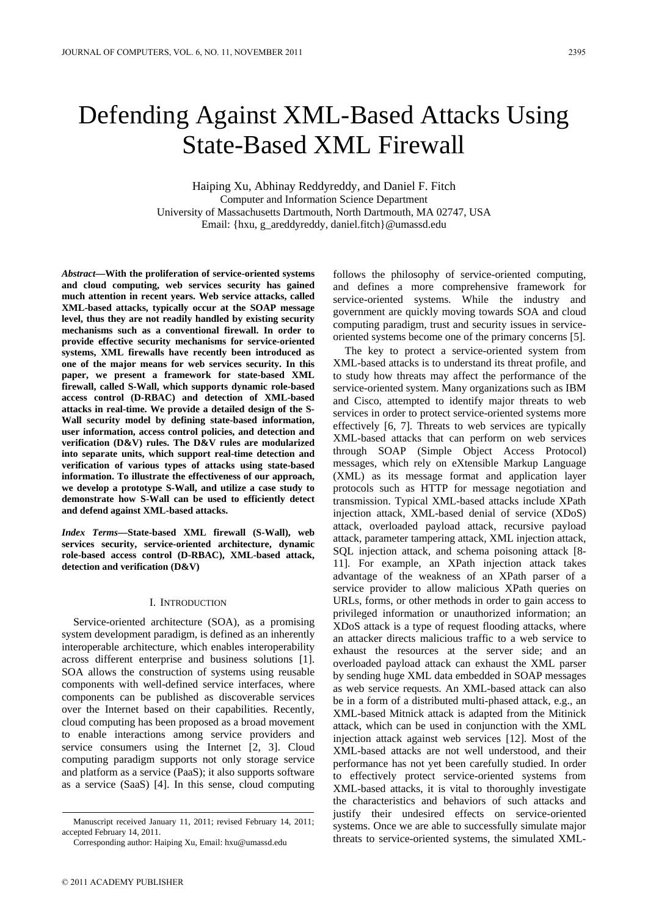# Defending Against XML-Based Attacks Using State-Based XML Firewall

Haiping Xu, Abhinay Reddyreddy, and Daniel F. Fitch
Computer and Information Science Department
University of Massachusetts Dartmouth, North Dartmouth, MA 02747, USA
Email: {hxu, g_areddyreddy, daniel.fitch}@umassd.edu

***Abstract*—With the proliferation of service-oriented systems and cloud computing, web services security has gained much attention in recent years. Web service attacks, called XML-based attacks, typically occur at the SOAP message level, thus they are not readily handled by existing security mechanisms such as a conventional firewall. In order to provide effective security mechanisms for service-oriented systems, XML firewalls have recently been introduced as one of the major means for web services security. In this paper, we present a framework for state-based XML firewall, called S-Wall, which supports dynamic role-based access control (D-RBAC) and detection of XML-based attacks in real-time. We provide a detailed design of the S-Wall security model by defining state-based information, user information, access control policies, and detection and verification (D&V) rules. The D&V rules are modularized into separate units, which support real-time detection and verification of various types of attacks using state-based information. To illustrate the effectiveness of our approach, we develop a prototype S-Wall, and utilize a case study to demonstrate how S-Wall can be used to efficiently detect and defend against XML-based attacks.**

***Index Terms*—State-based XML firewall (S-Wall), web services security, service-oriented architecture, dynamic role-based access control (D-RBAC), XML-based attack, detection and verification (D&V)**

## I. Introduction

Service-oriented architecture (SOA), as a promising system development paradigm, is defined as an inherently interoperable architecture, which enables interoperability across different enterprise and business solutions [1]. SOA allows the construction of systems using reusable components with well-defined service interfaces, where components can be published as discoverable services over the Internet based on their capabilities. Recently, cloud computing has been proposed as a broad movement to enable interactions among service providers and service consumers using the Internet [2, 3]. Cloud computing paradigm supports not only storage service and platform as a service (PaaS); it also supports software as a service (SaaS) [4]. In this sense, cloud computing follows the philosophy of service-oriented computing, and defines a more comprehensive framework for service-oriented systems. While the industry and government are quickly moving towards SOA and cloud computing paradigm, trust and security issues in service-oriented systems become one of the primary concerns [5].

The key to protect a service-oriented system from XML-based attacks is to understand its threat profile, and to study how threats may affect the performance of the service-oriented system. Many organizations such as IBM and Cisco, attempted to identify major threats to web services in order to protect service-oriented systems more effectively [6, 7]. Threats to web services are typically XML-based attacks that can perform on web services through SOAP (Simple Object Access Protocol) messages, which rely on eXtensible Markup Language (XML) as its message format and application layer protocols such as HTTP for message negotiation and transmission. Typical XML-based attacks include XPath injection attack, XML-based denial of service (XDoS) attack, overloaded payload attack, recursive payload attack, parameter tampering attack, XML injection attack, SQL injection attack, and schema poisoning attack [8-11]. For example, an XPath injection attack takes advantage of the weakness of an XPath parser of a service provider to allow malicious XPath queries on URLs, forms, or other methods in order to gain access to privileged information or unauthorized information; an XDoS attack is a type of request flooding attacks, where an attacker directs malicious traffic to a web service to exhaust the resources at the server side; and an overloaded payload attack can exhaust the XML parser by sending huge XML data embedded in SOAP messages as web service requests. An XML-based attack can also be in a form of a distributed multi-phased attack, e.g., an XML-based Mitnick attack is adapted from the Mitinick attack, which can be used in conjunction with the XML injection attack against web services [12]. Most of the XML-based attacks are not well understood, and their performance has not yet been carefully studied. In order to effectively protect service-oriented systems from XML-based attacks, it is vital to thoroughly investigate the characteristics and behaviors of such attacks and justify their undesired effects on service-oriented systems. Once we are able to successfully simulate major threats to service-oriented systems, the simulated XML-

---

Manuscript received January 11, 2011; revised February 14, 2011; accepted February 14, 2011.

Corresponding author: Haiping Xu, Email: hxu@umassd.edu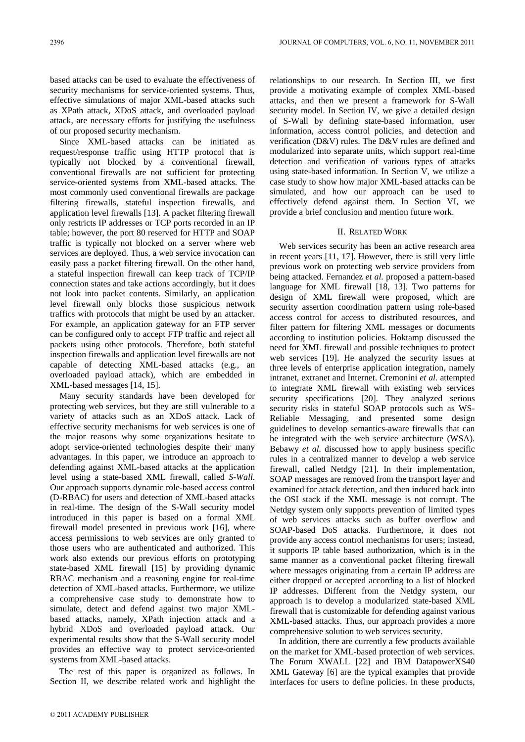based attacks can be used to evaluate the effectiveness of security mechanisms for service-oriented systems. Thus, effective simulations of major XML-based attacks such as XPath attack, XDoS attack, and overloaded payload attack, are necessary efforts for justifying the usefulness of our proposed security mechanism.

Since XML-based attacks can be initiated as request/response traffic using HTTP protocol that is typically not blocked by a conventional firewall, conventional firewalls are not sufficient for protecting service-oriented systems from XML-based attacks. The most commonly used conventional firewalls are package filtering firewalls, stateful inspection firewalls, and application level firewalls [13]. A packet filtering firewall only restricts IP addresses or TCP ports recorded in an IP table; however, the port 80 reserved for HTTP and SOAP traffic is typically not blocked on a server where web services are deployed. Thus, a web service invocation can easily pass a packet filtering firewall. On the other hand, a stateful inspection firewall can keep track of TCP/IP connection states and take actions accordingly, but it does not look into packet contents. Similarly, an application level firewall only blocks those suspicious network traffics with protocols that might be used by an attacker. For example, an application gateway for an FTP server can be configured only to accept FTP traffic and reject all packets using other protocols. Therefore, both stateful inspection firewalls and application level firewalls are not capable of detecting XML-based attacks (e.g., an overloaded payload attack), which are embedded in XML-based messages [14, 15].

Many security standards have been developed for protecting web services, but they are still vulnerable to a variety of attacks such as an XDoS attack. Lack of effective security mechanisms for web services is one of the major reasons why some organizations hesitate to adopt service-oriented technologies despite their many advantages. In this paper, we introduce an approach to defending against XML-based attacks at the application level using a state-based XML firewall, called *S-Wall*. Our approach supports dynamic role-based access control (D-RBAC) for users and detection of XML-based attacks in real-time. The design of the S-Wall security model introduced in this paper is based on a formal XML firewall model presented in previous work [16], where access permissions to web services are only granted to those users who are authenticated and authorized. This work also extends our previous efforts on prototyping state-based XML firewall [15] by providing dynamic RBAC mechanism and a reasoning engine for real-time detection of XML-based attacks. Furthermore, we utilize a comprehensive case study to demonstrate how to simulate, detect and defend against two major XML-based attacks, namely, XPath injection attack and a hybrid XDoS and overloaded payload attack. Our experimental results show that the S-Wall security model provides an effective way to protect service-oriented systems from XML-based attacks.

The rest of this paper is organized as follows. In Section II, we describe related work and highlight the relationships to our research. In Section III, we first provide a motivating example of complex XML-based attacks, and then we present a framework for S-Wall security model. In Section IV, we give a detailed design of S-Wall by defining state-based information, user information, access control policies, and detection and verification (D&V) rules. The D&V rules are defined and modularized into separate units, which support real-time detection and verification of various types of attacks using state-based information. In Section V, we utilize a case study to show how major XML-based attacks can be simulated, and how our approach can be used to effectively defend against them. In Section VI, we provide a brief conclusion and mention future work.

## II. Related Work

Web services security has been an active research area in recent years [11, 17]. However, there is still very little previous work on protecting web service providers from being attacked. Fernandez *et al.* proposed a pattern-based language for XML firewall [18, 13]. Two patterns for design of XML firewall were proposed, which are security assertion coordination pattern using role-based access control for access to distributed resources, and filter pattern for filtering XML messages or documents according to institution policies. Hoktamp discussed the need for XML firewall and possible techniques to protect web services [19]. He analyzed the security issues at three levels of enterprise application integration, namely intranet, extranet and Internet. Cremonini *et al.* attempted to integrate XML firewall with existing web services security specifications [20]. They analyzed serious security risks in stateful SOAP protocols such as WS-Reliable Messaging, and presented some design guidelines to develop semantics-aware firewalls that can be integrated with the web service architecture (WSA). Bebawy *et al.* discussed how to apply business specific rules in a centralized manner to develop a web service firewall, called Netdgy [21]. In their implementation, SOAP messages are removed from the transport layer and examined for attack detection, and then induced back into the OSI stack if the XML message is not corrupt. The Netdgy system only supports prevention of limited types of web services attacks such as buffer overflow and SOAP-based DoS attacks. Furthermore, it does not provide any access control mechanisms for users; instead, it supports IP table based authorization, which is in the same manner as a conventional packet filtering firewall where messages originating from a certain IP address are either dropped or accepted according to a list of blocked IP addresses. Different from the Netdgy system, our approach is to develop a modularized state-based XML firewall that is customizable for defending against various XML-based attacks. Thus, our approach provides a more comprehensive solution to web services security.

In addition, there are currently a few products available on the market for XML-based protection of web services. The Forum XWALL [22] and IBM DatapowerXS40 XML Gateway [6] are the typical examples that provide interfaces for users to define policies. In these products,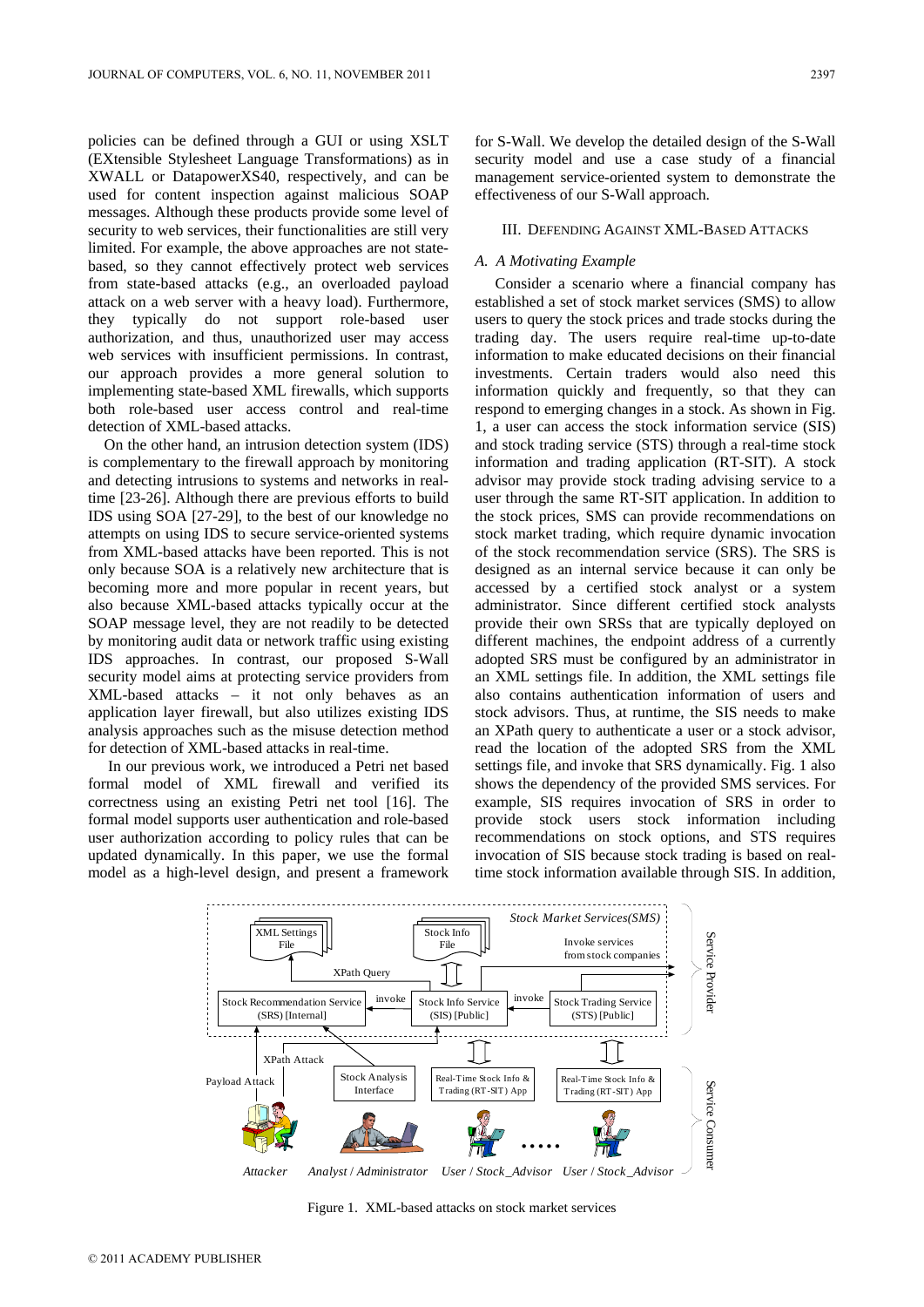policies can be defined through a GUI or using XSLT (EXtensible Stylesheet Language Transformations) as in XWALL or DatapowerXS40, respectively, and can be used for content inspection against malicious SOAP messages. Although these products provide some level of security to web services, their functionalities are still very limited. For example, the above approaches are not state-based, so they cannot effectively protect web services from state-based attacks (e.g., an overloaded payload attack on a web server with a heavy load). Furthermore, they typically do not support role-based user authorization, and thus, unauthorized user may access web services with insufficient permissions. In contrast, our approach provides a more general solution to implementing state-based XML firewalls, which supports both role-based user access control and real-time detection of XML-based attacks.

On the other hand, an intrusion detection system (IDS) is complementary to the firewall approach by monitoring and detecting intrusions to systems and networks in real-time [23-26]. Although there are previous efforts to build IDS using SOA [27-29], to the best of our knowledge no attempts on using IDS to secure service-oriented systems from XML-based attacks have been reported. This is not only because SOA is a relatively new architecture that is becoming more and more popular in recent years, but also because XML-based attacks typically occur at the SOAP message level, they are not readily to be detected by monitoring audit data or network traffic using existing IDS approaches. In contrast, our proposed S-Wall security model aims at protecting service providers from XML-based attacks – it not only behaves as an application layer firewall, but also utilizes existing IDS analysis approaches such as the misuse detection method for detection of XML-based attacks in real-time.

In our previous work, we introduced a Petri net based formal model of XML firewall and verified its correctness using an existing Petri net tool [16]. The formal model supports user authentication and role-based user authorization according to policy rules that can be updated dynamically. In this paper, we use the formal model as a high-level design, and present a framework for S-Wall. We develop the detailed design of the S-Wall security model and use a case study of a financial management service-oriented system to demonstrate the effectiveness of our S-Wall approach.

## III. Defending Against XML-Based Attacks

### A. A Motivating Example

Consider a scenario where a financial company has established a set of stock market services (SMS) to allow users to query the stock prices and trade stocks during the trading day. The users require real-time up-to-date information to make educated decisions on their financial investments. Certain traders would also need this information quickly and frequently, so that they can respond to emerging changes in a stock. As shown in Fig. 1, a user can access the stock information service (SIS) and stock trading service (STS) through a real-time stock information and trading application (RT-SIT). A stock advisor may provide stock trading advising service to a user through the same RT-SIT application. In addition to the stock prices, SMS can provide recommendations on stock market trading, which require dynamic invocation of the stock recommendation service (SRS). The SRS is designed as an internal service because it can only be accessed by a certified stock analyst or a system administrator. Since different certified stock analysts provide their own SRSs that are typically deployed on different machines, the endpoint address of a currently adopted SRS must be configured by an administrator in an XML settings file. In addition, the XML settings file also contains authentication information of users and stock advisors. Thus, at runtime, the SIS needs to make an XPath query to authenticate a user or a stock advisor, read the location of the adopted SRS from the XML settings file, and invoke that SRS dynamically. Fig. 1 also shows the dependency of the provided SMS services. For example, SIS requires invocation of SRS in order to provide stock users stock information including recommendations on stock options, and STS requires invocation of SIS because stock trading is based on real-time stock information available through SIS. In addition,

Figure 1. XML-based attacks on stock market services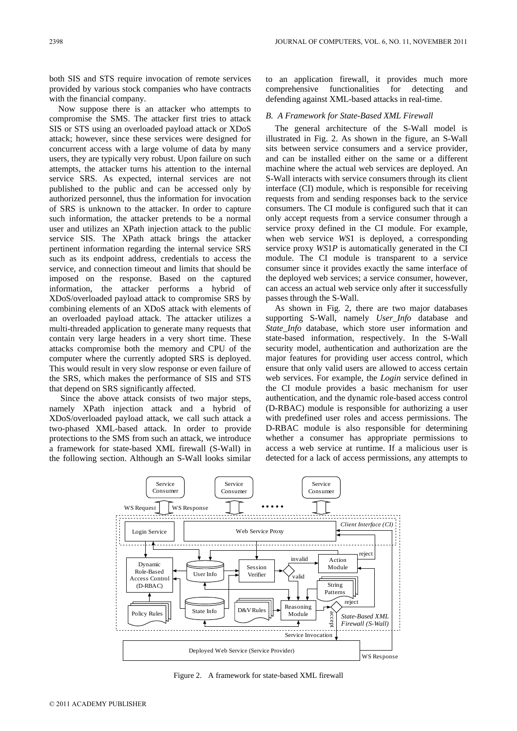both SIS and STS require invocation of remote services provided by various stock companies who have contracts with the financial company.

Now suppose there is an attacker who attempts to compromise the SMS. The attacker first tries to attack SIS or STS using an overloaded payload attack or XDoS attack; however, since these services were designed for concurrent access with a large volume of data by many users, they are typically very robust. Upon failure on such attempts, the attacker turns his attention to the internal service SRS. As expected, internal services are not published to the public and can be accessed only by authorized personnel, thus the information for invocation of SRS is unknown to the attacker. In order to capture such information, the attacker pretends to be a normal user and utilizes an XPath injection attack to the public service SIS. The XPath attack brings the attacker pertinent information regarding the internal service SRS such as its endpoint address, credentials to access the service, and connection timeout and limits that should be imposed on the response. Based on the captured information, the attacker performs a hybrid of XDoS/overloaded payload attack to compromise SRS by combining elements of an XDoS attack with elements of an overloaded payload attack. The attacker utilizes a multi-threaded application to generate many requests that contain very large headers in a very short time. These attacks compromise both the memory and CPU of the computer where the currently adopted SRS is deployed. This would result in very slow response or even failure of the SRS, which makes the performance of SIS and STS that depend on SRS significantly affected.

Since the above attack consists of two major steps, namely XPath injection attack and a hybrid of XDoS/overloaded payload attack, we call such attack a two-phased XML-based attack. In order to provide protections to the SMS from such an attack, we introduce a framework for state-based XML firewall (S-Wall) in the following section. Although an S-Wall looks similar to an application firewall, it provides much more comprehensive functionalities for detecting and defending against XML-based attacks in real-time.

### *B. A Framework for State-Based XML Firewall*

The general architecture of the S-Wall model is illustrated in Fig. 2. As shown in the figure, an S-Wall sits between service consumers and a service provider, and can be installed either on the same or a different machine where the actual web services are deployed. An S-Wall interacts with service consumers through its client interface (CI) module, which is responsible for receiving requests from and sending responses back to the service consumers. The CI module is configured such that it can only accept requests from a service consumer through a service proxy defined in the CI module. For example, when web service *WS*1 is deployed, a corresponding service proxy *WS*1*P* is automatically generated in the CI module. The CI module is transparent to a service consumer since it provides exactly the same interface of the deployed web services; a service consumer, however, can access an actual web service only after it successfully passes through the S-Wall.

As shown in Fig. 2, there are two major databases supporting S-Wall, namely *User_Info* database and *State_Info* database, which store user information and state-based information, respectively. In the S-Wall security model, authentication and authorization are the major features for providing user access control, which ensure that only valid users are allowed to access certain web services. For example, the *Login* service defined in the CI module provides a basic mechanism for user authentication, and the dynamic role-based access control (D-RBAC) module is responsible for authorizing a user with predefined user roles and access permissions. The D-RBAC module is also responsible for determining whether a consumer has appropriate permissions to access a web service at runtime. If a malicious user is detected for a lack of access permissions, any attempts to

Figure 2. A framework for state-based XML firewall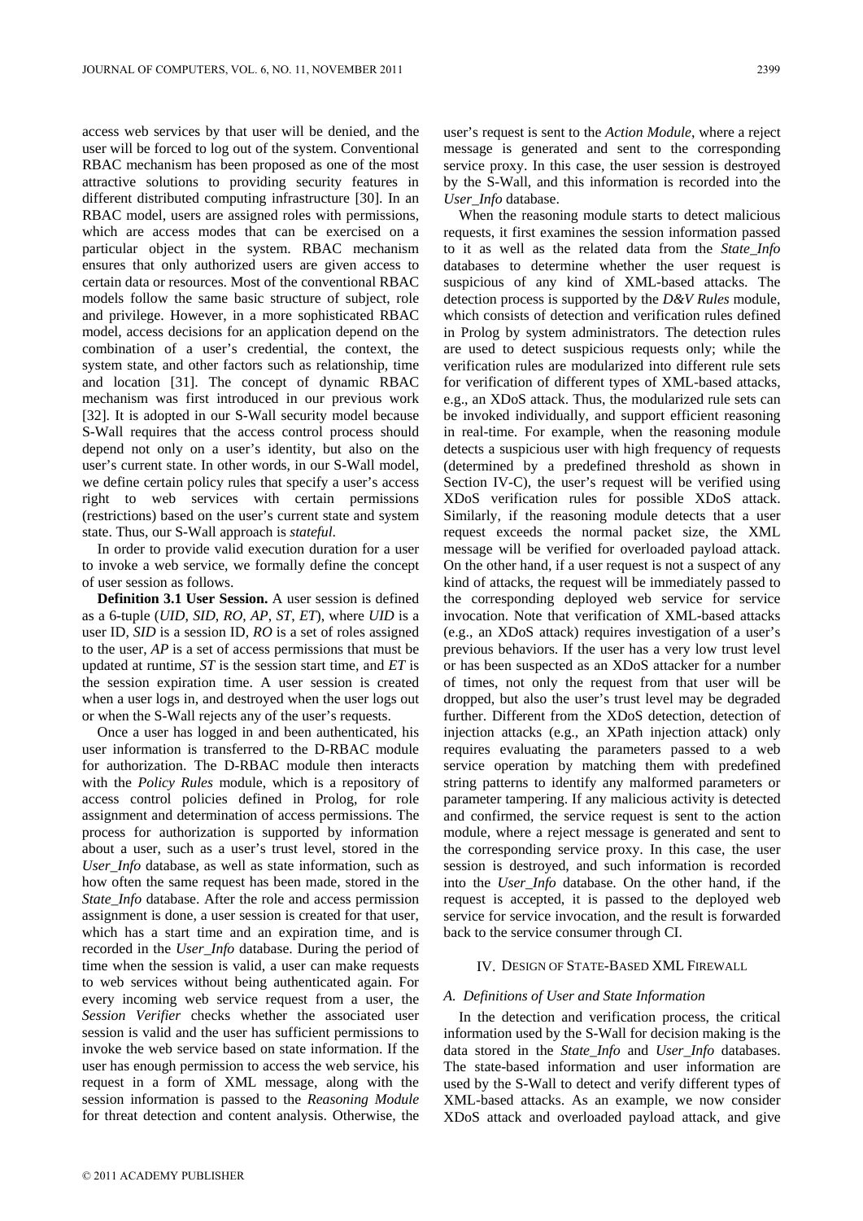access web services by that user will be denied, and the user will be forced to log out of the system. Conventional RBAC mechanism has been proposed as one of the most attractive solutions to providing security features in different distributed computing infrastructure [30]. In an RBAC model, users are assigned roles with permissions, which are access modes that can be exercised on a particular object in the system. RBAC mechanism ensures that only authorized users are given access to certain data or resources. Most of the conventional RBAC models follow the same basic structure of subject, role and privilege. However, in a more sophisticated RBAC model, access decisions for an application depend on the combination of a user's credential, the context, the system state, and other factors such as relationship, time and location [31]. The concept of dynamic RBAC mechanism was first introduced in our previous work [32]. It is adopted in our S-Wall security model because S-Wall requires that the access control process should depend not only on a user's identity, but also on the user's current state. In other words, in our S-Wall model, we define certain policy rules that specify a user's access right to web services with certain permissions (restrictions) based on the user's current state and system state. Thus, our S-Wall approach is *stateful*.

In order to provide valid execution duration for a user to invoke a web service, we formally define the concept of user session as follows.

**Definition 3.1 User Session.** A user session is defined as a 6-tuple (*UID*, *SID*, *RO*, *AP*, *ST*, *ET*), where *UID* is a user ID, *SID* is a session ID, *RO* is a set of roles assigned to the user, *AP* is a set of access permissions that must be updated at runtime, *ST* is the session start time, and *ET* is the session expiration time. A user session is created when a user logs in, and destroyed when the user logs out or when the S-Wall rejects any of the user's requests.

Once a user has logged in and been authenticated, his user information is transferred to the D-RBAC module for authorization. The D-RBAC module then interacts with the *Policy Rules* module, which is a repository of access control policies defined in Prolog, for role assignment and determination of access permissions. The process for authorization is supported by information about a user, such as a user's trust level, stored in the *User_Info* database, as well as state information, such as how often the same request has been made, stored in the *State_Info* database. After the role and access permission assignment is done, a user session is created for that user, which has a start time and an expiration time, and is recorded in the *User_Info* database. During the period of time when the session is valid, a user can make requests to web services without being authenticated again. For every incoming web service request from a user, the *Session Verifier* checks whether the associated user session is valid and the user has sufficient permissions to invoke the web service based on state information. If the user has enough permission to access the web service, his request in a form of XML message, along with the session information is passed to the *Reasoning Module* for threat detection and content analysis. Otherwise, the user's request is sent to the *Action Module*, where a reject message is generated and sent to the corresponding service proxy. In this case, the user session is destroyed by the S-Wall, and this information is recorded into the *User_Info* database.

When the reasoning module starts to detect malicious requests, it first examines the session information passed to it as well as the related data from the *State_Info* databases to determine whether the user request is suspicious of any kind of XML-based attacks. The detection process is supported by the *D&V Rules* module, which consists of detection and verification rules defined in Prolog by system administrators. The detection rules are used to detect suspicious requests only; while the verification rules are modularized into different rule sets for verification of different types of XML-based attacks, e.g., an XDoS attack. Thus, the modularized rule sets can be invoked individually, and support efficient reasoning in real-time. For example, when the reasoning module detects a suspicious user with high frequency of requests (determined by a predefined threshold as shown in Section IV-C), the user's request will be verified using XDoS verification rules for possible XDoS attack. Similarly, if the reasoning module detects that a user request exceeds the normal packet size, the XML message will be verified for overloaded payload attack. On the other hand, if a user request is not a suspect of any kind of attacks, the request will be immediately passed to the corresponding deployed web service for service invocation. Note that verification of XML-based attacks (e.g., an XDoS attack) requires investigation of a user's previous behaviors. If the user has a very low trust level or has been suspected as an XDoS attacker for a number of times, not only the request from that user will be dropped, but also the user's trust level may be degraded further. Different from the XDoS detection, detection of injection attacks (e.g., an XPath injection attack) only requires evaluating the parameters passed to a web service operation by matching them with predefined string patterns to identify any malformed parameters or parameter tampering. If any malicious activity is detected and confirmed, the service request is sent to the action module, where a reject message is generated and sent to the corresponding service proxy. In this case, the user session is destroyed, and such information is recorded into the *User_Info* database. On the other hand, if the request is accepted, it is passed to the deployed web service for service invocation, and the result is forwarded back to the service consumer through CI.

## IV. Design of State-Based XML Firewall

### A. Definitions of User and State Information

In the detection and verification process, the critical information used by the S-Wall for decision making is the data stored in the *State_Info* and *User_Info* databases. The state-based information and user information are used by the S-Wall to detect and verify different types of XML-based attacks. As an example, we now consider XDoS attack and overloaded payload attack, and give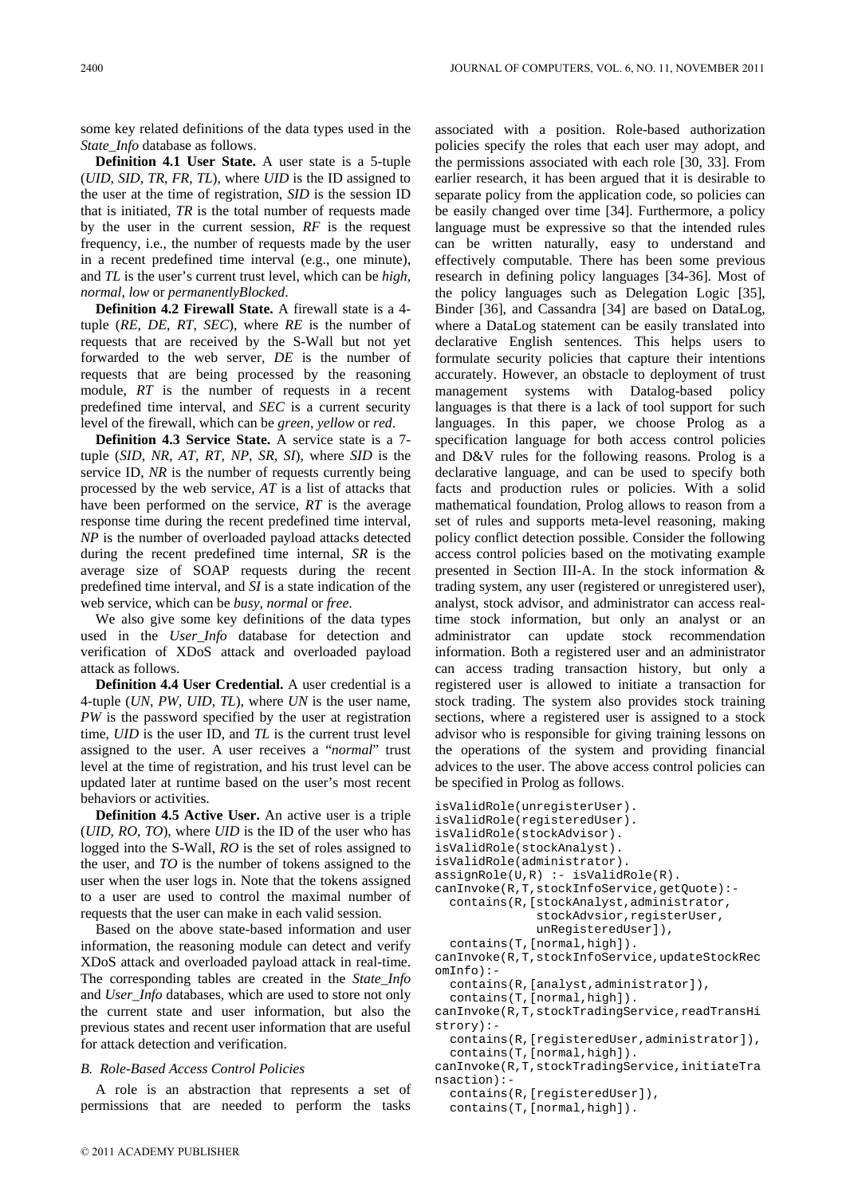some key related definitions of the data types used in the *State_Info* database as follows.

**Definition 4.1 User State.** A user state is a 5-tuple (*UID*, *SID*, *TR*, *FR*, *TL*), where *UID* is the ID assigned to the user at the time of registration, *SID* is the session ID that is initiated, *TR* is the total number of requests made by the user in the current session, *RF* is the request frequency, i.e., the number of requests made by the user in a recent predefined time interval (e.g., one minute), and *TL* is the user's current trust level, which can be *high*, *normal*, *low* or *permanentlyBlocked*.

**Definition 4.2 Firewall State.** A firewall state is a 4-tuple (*RE*, *DE*, *RT*, *SEC*), where *RE* is the number of requests that are received by the S-Wall but not yet forwarded to the web server, *DE* is the number of requests that are being processed by the reasoning module, *RT* is the number of requests in a recent predefined time interval, and *SEC* is a current security level of the firewall, which can be *green*, *yellow* or *red*.

**Definition 4.3 Service State.** A service state is a 7-tuple (*SID*, *NR*, *AT*, *RT*, *NP*, *SR*, *SI*), where *SID* is the service ID, *NR* is the number of requests currently being processed by the web service, *AT* is a list of attacks that have been performed on the service, *RT* is the average response time during the recent predefined time interval, *NP* is the number of overloaded payload attacks detected during the recent predefined time internal, *SR* is the average size of SOAP requests during the recent predefined time interval, and *SI* is a state indication of the web service, which can be *busy*, *normal* or *free*.

We also give some key definitions of the data types used in the *User_Info* database for detection and verification of XDoS attack and overloaded payload attack as follows.

**Definition 4.4 User Credential.** A user credential is a 4-tuple (*UN*, *PW*, *UID*, *TL*), where *UN* is the user name, *PW* is the password specified by the user at registration time, *UID* is the user ID, and *TL* is the current trust level assigned to the user. A user receives a "*normal*" trust level at the time of registration, and his trust level can be updated later at runtime based on the user's most recent behaviors or activities.

**Definition 4.5 Active User.** An active user is a triple (*UID*, *RO*, *TO*), where *UID* is the ID of the user who has logged into the S-Wall, *RO* is the set of roles assigned to the user, and *TO* is the number of tokens assigned to the user when the user logs in. Note that the tokens assigned to a user are used to control the maximal number of requests that the user can make in each valid session.

Based on the above state-based information and user information, the reasoning module can detect and verify XDoS attack and overloaded payload attack in real-time. The corresponding tables are created in the *State_Info* and *User_Info* databases, which are used to store not only the current state and user information, but also the previous states and recent user information that are useful for attack detection and verification.

### *B. Role-Based Access Control Policies*

A role is an abstraction that represents a set of permissions that are needed to perform the tasks associated with a position. Role-based authorization policies specify the roles that each user may adopt, and the permissions associated with each role [30, 33]. From earlier research, it has been argued that it is desirable to separate policy from the application code, so policies can be easily changed over time [34]. Furthermore, a policy language must be expressive so that the intended rules can be written naturally, easy to understand and effectively computable. There has been some previous research in defining policy languages [34-36]. Most of the policy languages such as Delegation Logic [35], Binder [36], and Cassandra [34] are based on DataLog, where a DataLog statement can be easily translated into declarative English sentences. This helps users to formulate security policies that capture their intentions accurately. However, an obstacle to deployment of trust management systems with Datalog-based policy languages is that there is a lack of tool support for such languages. In this paper, we choose Prolog as a specification language for both access control policies and D&V rules for the following reasons. Prolog is a declarative language, and can be used to specify both facts and production rules or policies. With a solid mathematical foundation, Prolog allows to reason from a set of rules and supports meta-level reasoning, making policy conflict detection possible. Consider the following access control policies based on the motivating example presented in Section III-A. In the stock information & trading system, any user (registered or unregistered user), analyst, stock advisor, and administrator can access real-time stock information, but only an analyst or an administrator can update stock recommendation information. Both a registered user and an administrator can access trading transaction history, but only a registered user is allowed to initiate a transaction for stock trading. The system also provides stock training sections, where a registered user is assigned to a stock advisor who is responsible for giving training lessons on the operations of the system and providing financial advices to the user. The above access control policies can be specified in Prolog as follows.

```
isValidRole(unregisterUser).
isValidRole(registeredUser).
isValidRole(stockAdvisor).
isValidRole(stockAnalyst).
isValidRole(administrator).
assignRole(U,R) :- isValidRole(R).
canInvoke(R,T,stockInfoService,getQuote):-
  contains(R,[stockAnalyst,administrator,
              stockAdvsior,registerUser,
              unRegisteredUser]),
  contains(T,[normal,high]).
canInvoke(R,T,stockInfoService,updateStockRec
omInfo):-
  contains(R,[analyst,administrator]),
  contains(T,[normal,high]).
canInvoke(R,T,stockTradingService,readTransHi
strory):-
  contains(R,[registeredUser,administrator]),
  contains(T,[normal,high]).
canInvoke(R,T,stockTradingService,initiateTra
nsaction):-
  contains(R,[registeredUser]),
  contains(T,[normal,high]).
```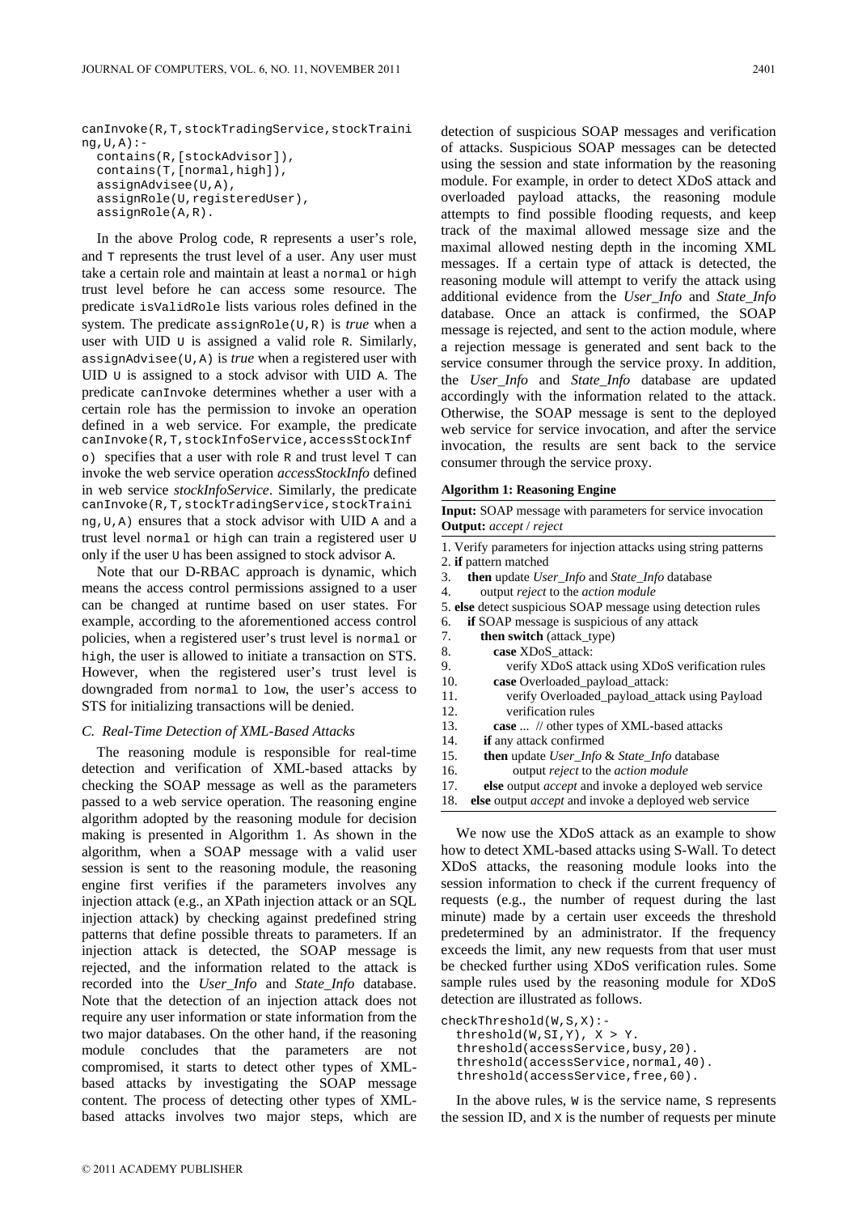```
canInvoke(R,T,stockTradingService,stockTraini
ng,U,A):-
  contains(R,[stockAdvisor]),
  contains(T,[normal,high]),
  assignAdvisee(U,A),
  assignRole(U,registeredUser),
  assignRole(A,R).
```

In the above Prolog code, `R` represents a user's role, and `T` represents the trust level of a user. Any user must take a certain role and maintain at least a `normal` or `high` trust level before he can access some resource. The predicate `isValidRole` lists various roles defined in the system. The predicate `assignRole(U,R)` is *true* when a user with UID `U` is assigned a valid role `R`. Similarly, `assignAdvisee(U,A)` is *true* when a registered user with UID `U` is assigned to a stock advisor with UID `A`. The predicate `canInvoke` determines whether a user with a certain role has the permission to invoke an operation defined in a web service. For example, the predicate `canInvoke(R,T,stockInfoService,accessStockInfo)` specifies that a user with role `R` and trust level `T` can invoke the web service operation *accessStockInfo* defined in web service *stockInfoService*. Similarly, the predicate `canInvoke(R,T,stockTradingService,stockTraining,U,A)` ensures that a stock advisor with UID `A` and a trust level `normal` or `high` can train a registered user `U` only if the user `U` has been assigned to stock advisor `A`.

Note that our D-RBAC approach is dynamic, which means the access control permissions assigned to a user can be changed at runtime based on user states. For example, according to the aforementioned access control policies, when a registered user's trust level is `normal` or `high`, the user is allowed to initiate a transaction on STS. However, when the registered user's trust level is downgraded from `normal` to `low`, the user's access to STS for initializing transactions will be denied.

### C. Real-Time Detection of XML-Based Attacks

The reasoning module is responsible for real-time detection and verification of XML-based attacks by checking the SOAP message as well as the parameters passed to a web service operation. The reasoning engine algorithm adopted by the reasoning module for decision making is presented in Algorithm 1. As shown in the algorithm, when a SOAP message with a valid user session is sent to the reasoning module, the reasoning engine first verifies if the parameters involves any injection attack (e.g., an XPath injection attack or an SQL injection attack) by checking against predefined string patterns that define possible threats to parameters. If an injection attack is detected, the SOAP message is rejected, and the information related to the attack is recorded into the *User_Info* and *State_Info* database. Note that the detection of an injection attack does not require any user information or state information from the two major databases. On the other hand, if the reasoning module concludes that the parameters are not compromised, it starts to detect other types of XML-based attacks by investigating the SOAP message content. The process of detecting other types of XML-based attacks involves two major steps, which are detection of suspicious SOAP messages and verification of attacks. Suspicious SOAP messages can be detected using the session and state information by the reasoning module. For example, in order to detect XDoS attack and overloaded payload attacks, the reasoning module attempts to find possible flooding requests, and keep track of the maximal allowed message size and the maximal allowed nesting depth in the incoming XML messages. If a certain type of attack is detected, the reasoning module will attempt to verify the attack using additional evidence from the *User_Info* and *State_Info* database. Once an attack is confirmed, the SOAP message is rejected, and sent to the action module, where a rejection message is generated and sent back to the service consumer through the service proxy. In addition, the *User_Info* and *State_Info* database are updated accordingly with the information related to the attack. Otherwise, the SOAP message is sent to the deployed web service for service invocation, and after the service invocation, the results are sent back to the service consumer through the service proxy.

**Algorithm 1: Reasoning Engine**

**Input:** SOAP message with parameters for service invocation
**Output:** *accept* / *reject*

1. Verify parameters for injection attacks using string patterns
2. **if** pattern matched
3. **then** update *User_Info* and *State_Info* database
4. output *reject* to the *action module*
5. **else** detect suspicious SOAP message using detection rules
6. **if** SOAP message is suspicious of any attack
7. **then switch** (attack_type)
8. **case** XDoS_attack:
9. verify XDoS attack using XDoS verification rules
10. **case** Overloaded_payload_attack:
11. verify Overloaded_payload_attack using Payload
12. verification rules
13. **case** ... // other types of XML-based attacks
14. **if** any attack confirmed
15. **then** update *User_Info* & *State_Info* database
16. output *reject* to the *action module*
17. **else** output *accept* and invoke a deployed web service
18. **else** output *accept* and invoke a deployed web service

We now use the XDoS attack as an example to show how to detect XML-based attacks using S-Wall. To detect XDoS attacks, the reasoning module looks into the session information to check if the current frequency of requests (e.g., the number of request during the last minute) made by a certain user exceeds the threshold predetermined by an administrator. If the frequency exceeds the limit, any new requests from that user must be checked further using XDoS verification rules. Some sample rules used by the reasoning module for XDoS detection are illustrated as follows.

```
checkThreshold(W,S,X):-
  threshold(W,SI,Y), X > Y.
  threshold(accessService,busy,20).
  threshold(accessService,normal,40).
  threshold(accessService,free,60).
```

In the above rules, `W` is the service name, `S` represents the session ID, and `X` is the number of requests per minute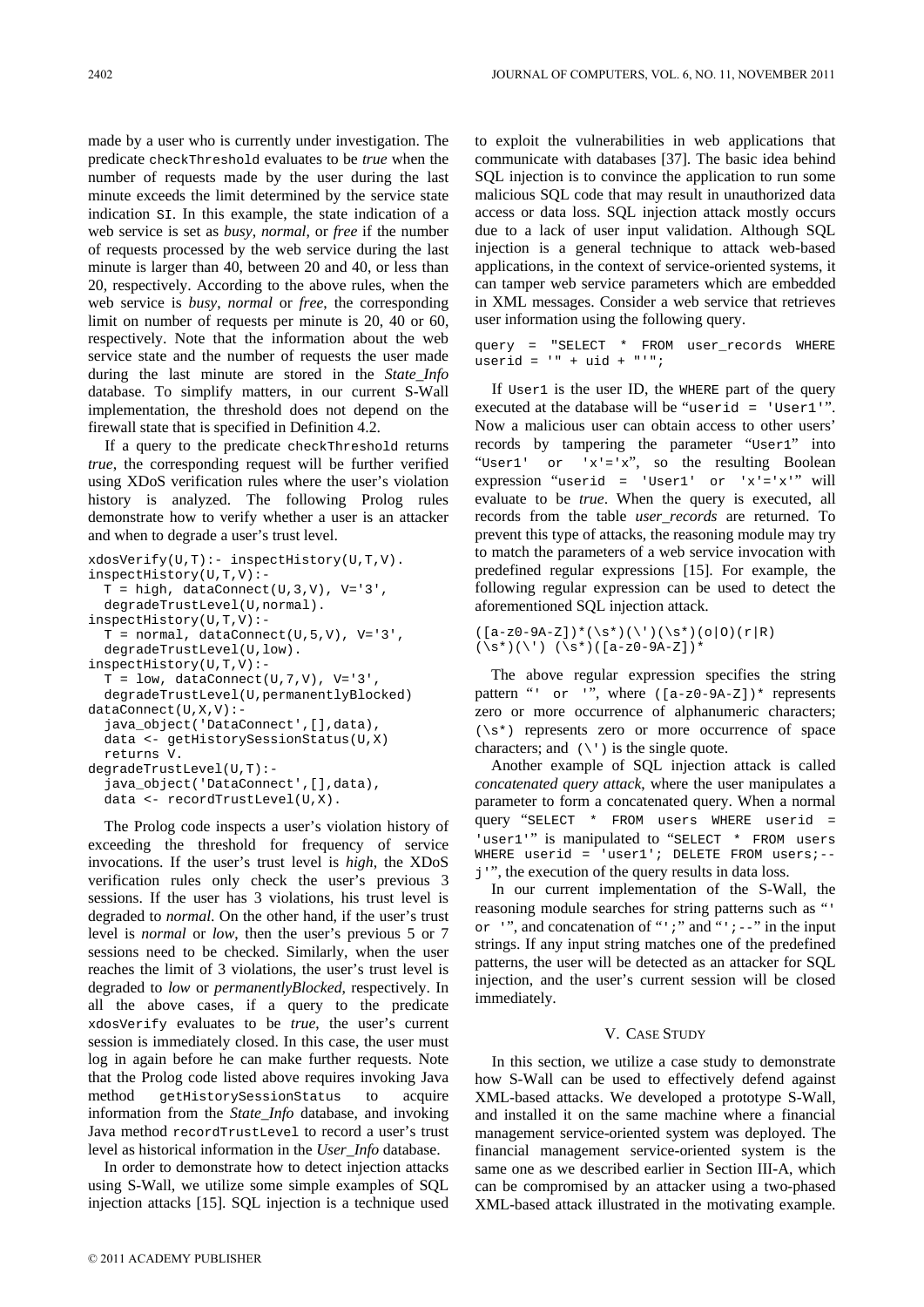made by a user who is currently under investigation. The predicate `checkThreshold` evaluates to be *true* when the number of requests made by the user during the last minute exceeds the limit determined by the service state indication `SI`. In this example, the state indication of a web service is set as *busy*, *normal*, or *free* if the number of requests processed by the web service during the last minute is larger than 40, between 20 and 40, or less than 20, respectively. According to the above rules, when the web service is *busy*, *normal* or *free*, the corresponding limit on number of requests per minute is 20, 40 or 60, respectively. Note that the information about the web service state and the number of requests the user made during the last minute are stored in the *State_Info* database. To simplify matters, in our current S-Wall implementation, the threshold does not depend on the firewall state that is specified in Definition 4.2.

If a query to the predicate `checkThreshold` returns *true*, the corresponding request will be further verified using XDoS verification rules where the user's violation history is analyzed. The following Prolog rules demonstrate how to verify whether a user is an attacker and when to degrade a user's trust level.

```
xdosVerify(U,T):- inspectHistory(U,T,V).
inspectHistory(U,T,V):-
  T = high, dataConnect(U,3,V), V='3',
  degradeTrustLevel(U,normal).
inspectHistory(U,T,V):-
  T = normal, dataConnect(U,5,V), V='3',
  degradeTrustLevel(U,low).
inspectHistory(U,T,V):-
  T = low, dataConnect(U,7,V), V='3',
  degradeTrustLevel(U,permanentlyBlocked)
dataConnect(U,X,V):-
  java_object('DataConnect',[],data),
  data <- getHistorySessionStatus(U,X)
  returns V.
degradeTrustLevel(U,T):-
  java_object('DataConnect',[],data),
  data <- recordTrustLevel(U,X).
```

The Prolog code inspects a user's violation history of exceeding the threshold for frequency of service invocations. If the user's trust level is *high*, the XDoS verification rules only check the user's previous 3 sessions. If the user has 3 violations, his trust level is degraded to *normal*. On the other hand, if the user's trust level is *normal* or *low*, then the user's previous 5 or 7 sessions need to be checked. Similarly, when the user reaches the limit of 3 violations, the user's trust level is degraded to *low* or *permanentlyBlocked*, respectively. In all the above cases, if a query to the predicate `xdosVerify` evaluates to be *true*, the user's current session is immediately closed. In this case, the user must log in again before he can make further requests. Note that the Prolog code listed above requires invoking Java method `getHistorySessionStatus` to acquire information from the *State_Info* database, and invoking Java method `recordTrustLevel` to record a user's trust level as historical information in the *User_Info* database.

In order to demonstrate how to detect injection attacks using S-Wall, we utilize some simple examples of SQL injection attacks [15]. SQL injection is a technique used to exploit the vulnerabilities in web applications that communicate with databases [37]. The basic idea behind SQL injection is to convince the application to run some malicious SQL code that may result in unauthorized data access or data loss. SQL injection attack mostly occurs due to a lack of user input validation. Although SQL injection is a general technique to attack web-based applications, in the context of service-oriented systems, it can tamper web service parameters which are embedded in XML messages. Consider a web service that retrieves user information using the following query.

```
query = "SELECT * FROM user_records WHERE
userid = '" + uid + "'";
```

If `User1` is the user ID, the `WHERE` part of the query executed at the database will be "`userid = 'User1'`". Now a malicious user can obtain access to other users' records by tampering the parameter "`User1`" into "`User1' or 'x'='x`", so the resulting Boolean expression "`userid = 'User1' or 'x'='x'`" will evaluate to be *true*. When the query is executed, all records from the table *user_records* are returned. To prevent this type of attacks, the reasoning module may try to match the parameters of a web service invocation with predefined regular expressions [15]. For example, the following regular expression can be used to detect the aforementioned SQL injection attack.

```
([a-z0-9A-Z])*(\s*)(\')(\s*)(o|O)(r|R)
(\s*)(\') (\s*)([a-z0-9A-Z])*
```

The above regular expression specifies the string pattern "`' or '`", where `([a-z0-9A-Z])*` represents zero or more occurrence of alphanumeric characters; `(\s*)` represents zero or more occurrence of space characters; and `(\')` is the single quote.

Another example of SQL injection attack is called *concatenated query attack*, where the user manipulates a parameter to form a concatenated query. When a normal query "`SELECT * FROM users WHERE userid = 'user1'`" is manipulated to "`SELECT * FROM users WHERE userid = 'user1'; DELETE FROM users;--j'`", the execution of the query results in data loss.

In our current implementation of the S-Wall, the reasoning module searches for string patterns such as "`' or '`", and concatenation of "`';`" and "`';--`" in the input strings. If any input string matches one of the predefined patterns, the user will be detected as an attacker for SQL injection, and the user's current session will be closed immediately.

## V. Case Study

In this section, we utilize a case study to demonstrate how S-Wall can be used to effectively defend against XML-based attacks. We developed a prototype S-Wall, and installed it on the same machine where a financial management service-oriented system was deployed. The financial management service-oriented system is the same one as we described earlier in Section III-A, which can be compromised by an attacker using a two-phased XML-based attack illustrated in the motivating example.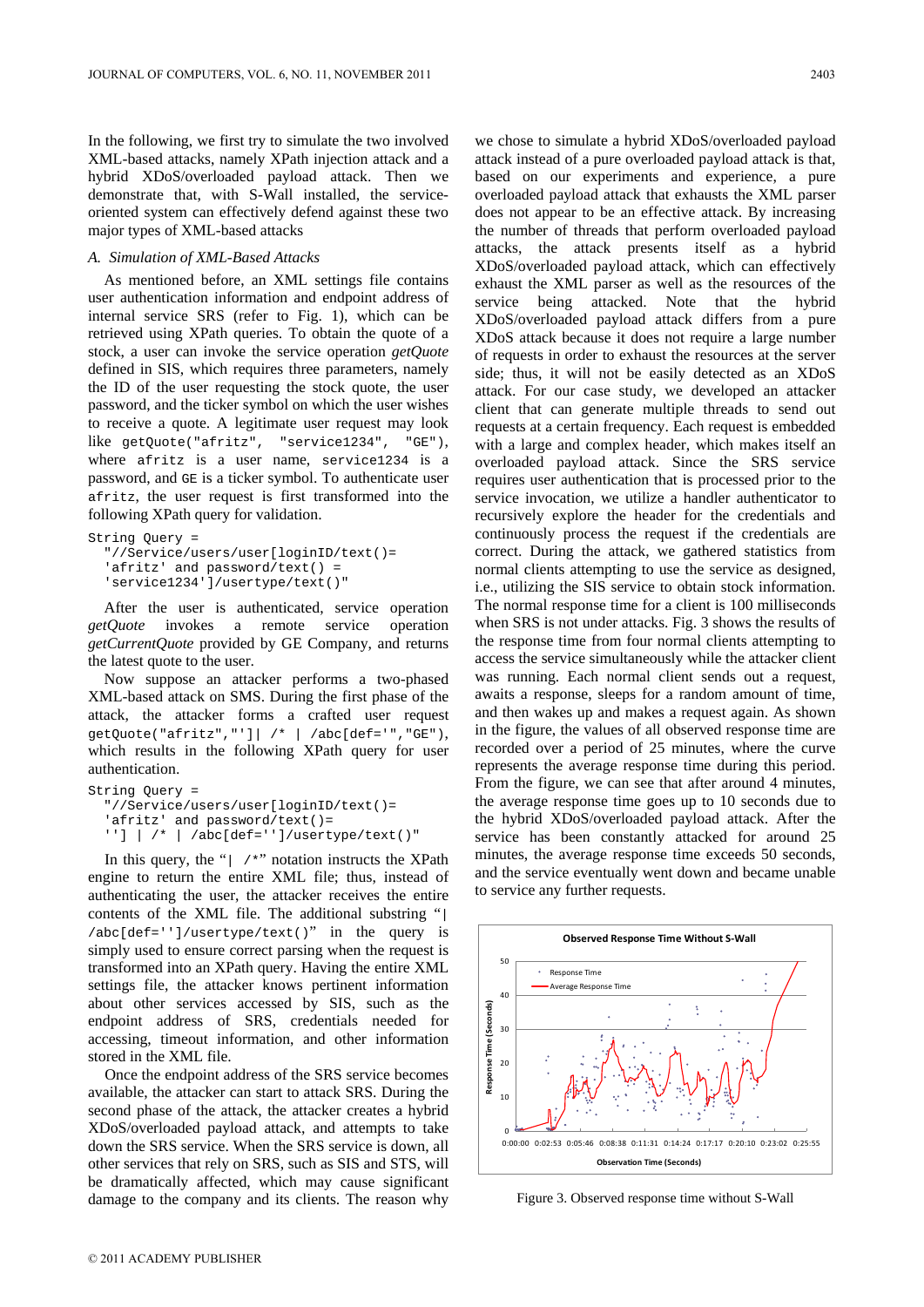In the following, we first try to simulate the two involved XML-based attacks, namely XPath injection attack and a hybrid XDoS/overloaded payload attack. Then we demonstrate that, with S-Wall installed, the service-oriented system can effectively defend against these two major types of XML-based attacks

### A. Simulation of XML-Based Attacks

As mentioned before, an XML settings file contains user authentication information and endpoint address of internal service SRS (refer to Fig. 1), which can be retrieved using XPath queries. To obtain the quote of a stock, a user can invoke the service operation *getQuote* defined in SIS, which requires three parameters, namely the ID of the user requesting the stock quote, the user password, and the ticker symbol on which the user wishes to receive a quote. A legitimate user request may look like `getQuote("afritz", "service1234", "GE")`, where `afritz` is a user name, `service1234` is a password, and `GE` is a ticker symbol. To authenticate user `afritz`, the user request is first transformed into the following XPath query for validation.

```
String Query =
  "//Service/users/user[loginID/text()=
  'afritz' and password/text() =
  'service1234']/usertype/text()"
```

After the user is authenticated, service operation *getQuote* invokes a remote service operation *getCurrentQuote* provided by GE Company, and returns the latest quote to the user.

Now suppose an attacker performs a two-phased XML-based attack on SMS. During the first phase of the attack, the attacker forms a crafted user request `getQuote("afritz","']| /* | /abc[def='","GE")`, which results in the following XPath query for user authentication.

```
String Query =
  "//Service/users/user[loginID/text()=
  'afritz' and password/text()=
  '']  | /* | /abc[def='']/usertype/text()"
```

In this query, the "`| /*`" notation instructs the XPath engine to return the entire XML file; thus, instead of authenticating the user, the attacker receives the entire contents of the XML file. The additional substring "`| /abc[def='']/usertype/text()`" in the query is simply used to ensure correct parsing when the request is transformed into an XPath query. Having the entire XML settings file, the attacker knows pertinent information about other services accessed by SIS, such as the endpoint address of SRS, credentials needed for accessing, timeout information, and other information stored in the XML file.

Once the endpoint address of the SRS service becomes available, the attacker can start to attack SRS. During the second phase of the attack, the attacker creates a hybrid XDoS/overloaded payload attack, and attempts to take down the SRS service. When the SRS service is down, all other services that rely on SRS, such as SIS and STS, will be dramatically affected, which may cause significant damage to the company and its clients. The reason why we chose to simulate a hybrid XDoS/overloaded payload attack instead of a pure overloaded payload attack is that, based on our experiments and experience, a pure overloaded payload attack that exhausts the XML parser does not appear to be an effective attack. By increasing the number of threads that perform overloaded payload attacks, the attack presents itself as a hybrid XDoS/overloaded payload attack, which can effectively exhaust the XML parser as well as the resources of the service being attacked. Note that the hybrid XDoS/overloaded payload attack differs from a pure XDoS attack because it does not require a large number of requests in order to exhaust the resources at the server side; thus, it will not be easily detected as an XDoS attack. For our case study, we developed an attacker client that can generate multiple threads to send out requests at a certain frequency. Each request is embedded with a large and complex header, which makes itself an overloaded payload attack. Since the SRS service requires user authentication that is processed prior to the service invocation, we utilize a handler authenticator to recursively explore the header for the credentials and continuously process the request if the credentials are correct. During the attack, we gathered statistics from normal clients attempting to use the service as designed, i.e., utilizing the SIS service to obtain stock information. The normal response time for a client is 100 milliseconds when SRS is not under attacks. Fig. 3 shows the results of the response time from four normal clients attempting to access the service simultaneously while the attacker client was running. Each normal client sends out a request, awaits a response, sleeps for a random amount of time, and then wakes up and makes a request again. As shown in the figure, the values of all observed response time are recorded over a period of 25 minutes, where the curve represents the average response time during this period. From the figure, we can see that after around 4 minutes, the average response time goes up to 10 seconds due to the hybrid XDoS/overloaded payload attack. After the service has been constantly attacked for around 25 minutes, the average response time exceeds 50 seconds, and the service eventually went down and became unable to service any further requests.

Figure 3. Observed response time without S-Wall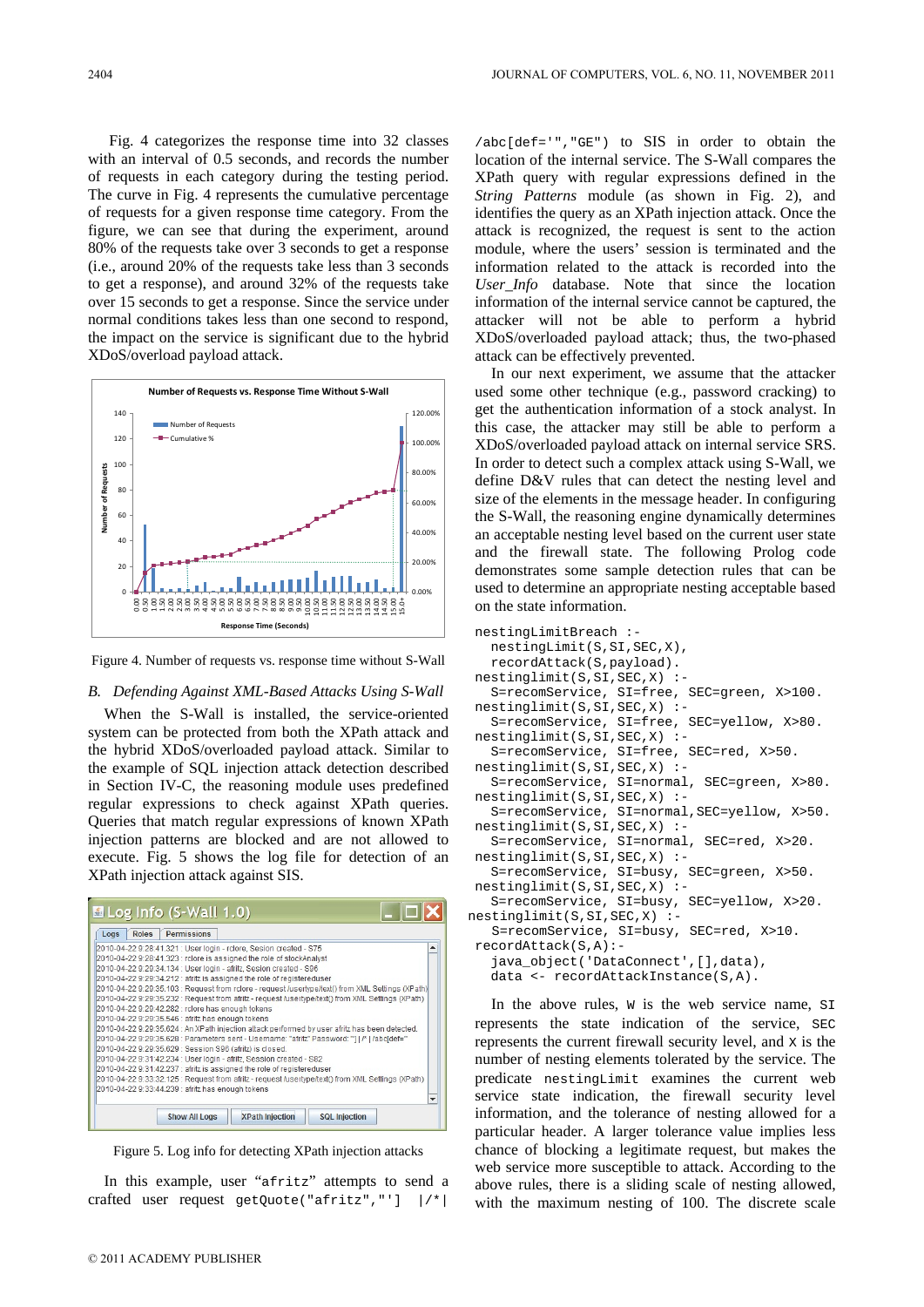Fig. 4 categorizes the response time into 32 classes with an interval of 0.5 seconds, and records the number of requests in each category during the testing period. The curve in Fig. 4 represents the cumulative percentage of requests for a given response time category. From the figure, we can see that during the experiment, around 80% of the requests take over 3 seconds to get a response (i.e., around 20% of the requests take less than 3 seconds to get a response), and around 32% of the requests take over 15 seconds to get a response. Since the service under normal conditions takes less than one second to respond, the impact on the service is significant due to the hybrid XDoS/overload payload attack.

Figure 4. Number of requests vs. response time without S-Wall

### B. Defending Against XML-Based Attacks Using S-Wall

When the S-Wall is installed, the service-oriented system can be protected from both the XPath attack and the hybrid XDoS/overloaded payload attack. Similar to the example of SQL injection attack detection described in Section IV-C, the reasoning module uses predefined regular expressions to check against XPath queries. Queries that match regular expressions of known XPath injection patterns are blocked and are not allowed to execute. Fig. 5 shows the log file for detection of an XPath injection attack against SIS.

Figure 5. Log info for detecting XPath injection attacks

In this example, user "afritz" attempts to send a crafted user request `getQuote("afritz","'] |/*|/abc[def='","GE")` to SIS in order to obtain the location of the internal service. The S-Wall compares the XPath query with regular expressions defined in the *String Patterns* module (as shown in Fig. 2), and identifies the query as an XPath injection attack. Once the attack is recognized, the request is sent to the action module, where the users' session is terminated and the information related to the attack is recorded into the *User_Info* database. Note that since the location information of the internal service cannot be captured, the attacker will not be able to perform a hybrid XDoS/overloaded payload attack; thus, the two-phased attack can be effectively prevented.

In our next experiment, we assume that the attacker used some other technique (e.g., password cracking) to get the authentication information of a stock analyst. In this case, the attacker may still be able to perform a XDoS/overloaded payload attack on internal service SRS. In order to detect such a complex attack using S-Wall, we define D&V rules that can detect the nesting level and size of the elements in the message header. In configuring the S-Wall, the reasoning engine dynamically determines an acceptable nesting level based on the current user state and the firewall state. The following Prolog code demonstrates some sample detection rules that can be used to determine an appropriate nesting acceptable based on the state information.

```
nestingLimitBreach :-
  nestingLimit(S,SI,SEC,X),
  recordAttack(S,payload).
nestinglimit(S,SI,SEC,X) :-
  S=recomService, SI=free, SEC=green, X>100.
nestinglimit(S,SI,SEC,X) :-
  S=recomService, SI=free, SEC=yellow, X>80.
nestinglimit(S,SI,SEC,X) :-
  S=recomService, SI=free, SEC=red, X>50.
nestinglimit(S,SI,SEC,X) :-
  S=recomService, SI=normal, SEC=green, X>80.
nestinglimit(S,SI,SEC,X) :-
  S=recomService, SI=normal,SEC=yellow, X>50.
nestinglimit(S,SI,SEC,X) :-
  S=recomService, SI=normal, SEC=red, X>20.
nestinglimit(S,SI,SEC,X) :-
  S=recomService, SI=busy, SEC=green, X>50.
nestinglimit(S,SI,SEC,X) :-
  S=recomService, SI=busy, SEC=yellow, X>20.
nestinglimit(S,SI,SEC,X) :-
  S=recomService, SI=busy, SEC=red, X>10.
recordAttack(S,A):-
  java_object('DataConnect',[],data),
  data <- recordAttackInstance(S,A).
```

In the above rules, `W` is the web service name, `SI` represents the state indication of the service, `SEC` represents the current firewall security level, and `X` is the number of nesting elements tolerated by the service. The predicate `nestingLimit` examines the current web service state indication, the firewall security level information, and the tolerance of nesting allowed for a particular header. A larger tolerance value implies less chance of blocking a legitimate request, but makes the web service more susceptible to attack. According to the above rules, there is a sliding scale of nesting allowed, with the maximum nesting of 100. The discrete scale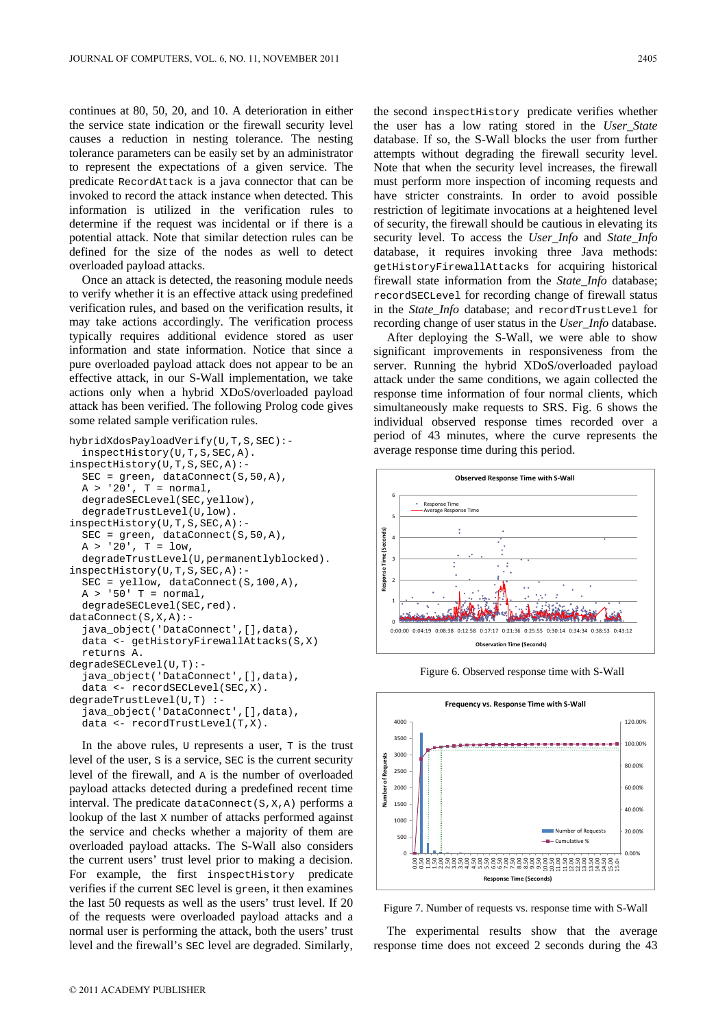continues at 80, 50, 20, and 10. A deterioration in either the service state indication or the firewall security level causes a reduction in nesting tolerance. The nesting tolerance parameters can be easily set by an administrator to represent the expectations of a given service. The predicate `RecordAttack` is a java connector that can be invoked to record the attack instance when detected. This information is utilized in the verification rules to determine if the request was incidental or if there is a potential attack. Note that similar detection rules can be defined for the size of the nodes as well to detect overloaded payload attacks.

Once an attack is detected, the reasoning module needs to verify whether it is an effective attack using predefined verification rules, and based on the verification results, it may take actions accordingly. The verification process typically requires additional evidence stored as user information and state information. Notice that since a pure overloaded payload attack does not appear to be an effective attack, in our S-Wall implementation, we take actions only when a hybrid XDoS/overloaded payload attack has been verified. The following Prolog code gives some related sample verification rules.

```
hybridXdosPayloadVerify(U,T,S,SEC):-
  inspectHistory(U,T,S,SEC,A).
inspectHistory(U,T,S,SEC,A):-
  SEC = green, dataConnect(S,50,A),
  A > '20', T = normal,
  degradeSECLevel(SEC,yellow),
  degradeTrustLevel(U,low).
inspectHistory(U,T,S,SEC,A):-
  SEC = green, dataConnect(S,50,A),
  A > '20', T = low,
  degradeTrustLevel(U,permanentlyblocked).
inspectHistory(U,T,S,SEC,A):-
  SEC = yellow, dataConnect(S,100,A),
  A > '50' T = normal,
  degradeSECLevel(SEC,red).
dataConnect(S,X,A):-
  java_object('DataConnect',[],data),
  data <- getHistoryFirewallAttacks(S,X)
  returns A.
degradeSECLevel(U,T):-
  java_object('DataConnect',[],data),
  data <- recordSECLevel(SEC,X).
degradeTrustLevel(U,T) :-
  java_object('DataConnect',[],data),
  data <- recordTrustLevel(T,X).
```

In the above rules, `U` represents a user, `T` is the trust level of the user, `S` is a service, `SEC` is the current security level of the firewall, and `A` is the number of overloaded payload attacks detected during a predefined recent time interval. The predicate `dataConnect(S,X,A)` performs a lookup of the last `X` number of attacks performed against the service and checks whether a majority of them are overloaded payload attacks. The S-Wall also considers the current users' trust level prior to making a decision. For example, the first `inspectHistory` predicate verifies if the current `SEC` level is `green`, it then examines the last 50 requests as well as the users' trust level. If 20 of the requests were overloaded payload attacks and a normal user is performing the attack, both the users' trust level and the firewall's `SEC` level are degraded. Similarly, the second `inspectHistory` predicate verifies whether the user has a low rating stored in the *User_State* database. If so, the S-Wall blocks the user from further attempts without degrading the firewall security level. Note that when the security level increases, the firewall must perform more inspection of incoming requests and have stricter constraints. In order to avoid possible restriction of legitimate invocations at a heightened level of security, the firewall should be cautious in elevating its security level. To access the *User_Info* and *State_Info* database, it requires invoking three Java methods: `getHistoryFirewallAttacks` for acquiring historical firewall state information from the *State_Info* database; `recordSECLevel` for recording change of firewall status in the *State_Info* database; and `recordTrustLevel` for recording change of user status in the *User_Info* database.

After deploying the S-Wall, we were able to show significant improvements in responsiveness from the server. Running the hybrid XDoS/overloaded payload attack under the same conditions, we again collected the response time information of four normal clients, which simultaneously make requests to SRS. Fig. 6 shows the individual observed response times recorded over a period of 43 minutes, where the curve represents the average response time during this period.

Figure 6. Observed response time with S-Wall

Figure 7. Number of requests vs. response time with S-Wall

The experimental results show that the average response time does not exceed 2 seconds during the 43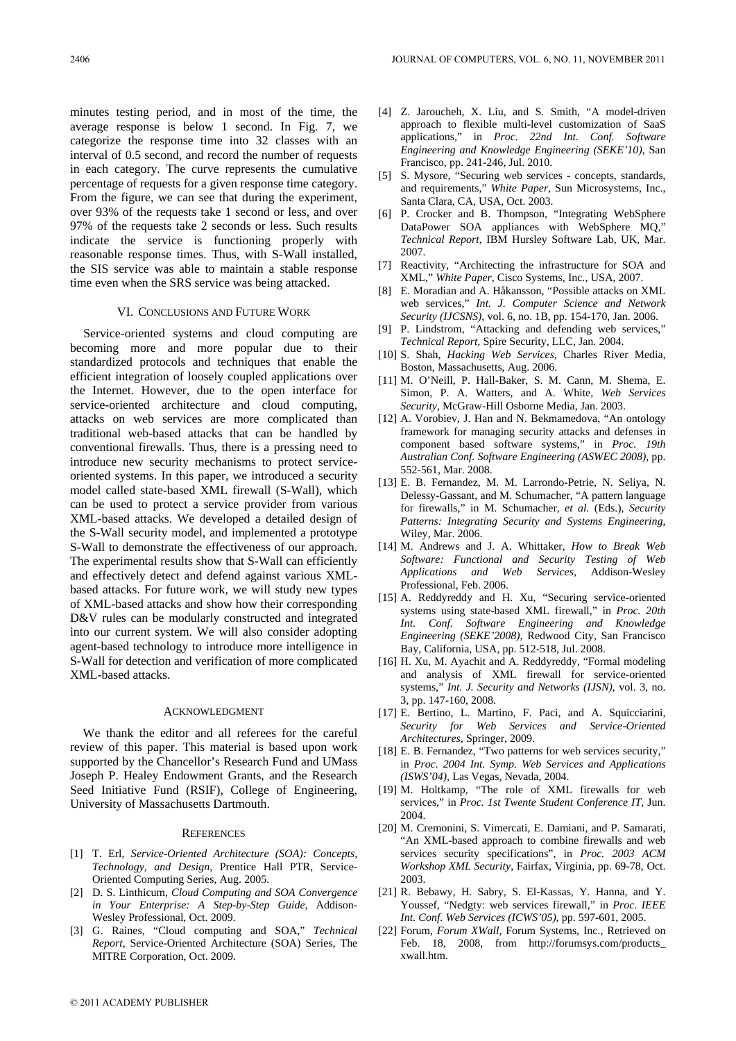minutes testing period, and in most of the time, the average response is below 1 second. In Fig. 7, we categorize the response time into 32 classes with an interval of 0.5 second, and record the number of requests in each category. The curve represents the cumulative percentage of requests for a given response time category. From the figure, we can see that during the experiment, over 93% of the requests take 1 second or less, and over 97% of the requests take 2 seconds or less. Such results indicate the service is functioning properly with reasonable response times. Thus, with S-Wall installed, the SIS service was able to maintain a stable response time even when the SRS service was being attacked.

## VI. Conclusions and Future Work

Service-oriented systems and cloud computing are becoming more and more popular due to their standardized protocols and techniques that enable the efficient integration of loosely coupled applications over the Internet. However, due to the open interface for service-oriented architecture and cloud computing, attacks on web services are more complicated than traditional web-based attacks that can be handled by conventional firewalls. Thus, there is a pressing need to introduce new security mechanisms to protect service-oriented systems. In this paper, we introduced a security model called state-based XML firewall (S-Wall), which can be used to protect a service provider from various XML-based attacks. We developed a detailed design of the S-Wall security model, and implemented a prototype S-Wall to demonstrate the effectiveness of our approach. The experimental results show that S-Wall can efficiently and effectively detect and defend against various XML-based attacks. For future work, we will study new types of XML-based attacks and show how their corresponding D&V rules can be modularly constructed and integrated into our current system. We will also consider adopting agent-based technology to introduce more intelligence in S-Wall for detection and verification of more complicated XML-based attacks.

## Acknowledgment

We thank the editor and all referees for the careful review of this paper. This material is based upon work supported by the Chancellor's Research Fund and UMass Joseph P. Healey Endowment Grants, and the Research Seed Initiative Fund (RSIF), College of Engineering, University of Massachusetts Dartmouth.

## References

[1] T. Erl, *Service-Oriented Architecture (SOA): Concepts, Technology, and Design*, Prentice Hall PTR, Service-Oriented Computing Series, Aug. 2005.

[2] D. S. Linthicum, *Cloud Computing and SOA Convergence in Your Enterprise: A Step-by-Step Guide*, Addison-Wesley Professional, Oct. 2009.

[3] G. Raines, "Cloud computing and SOA," *Technical Report*, Service-Oriented Architecture (SOA) Series, The MITRE Corporation, Oct. 2009.

[4] Z. Jaroucheh, X. Liu, and S. Smith, "A model-driven approach to flexible multi-level customization of SaaS applications," in *Proc. 22nd Int. Conf. Software Engineering and Knowledge Engineering (SEKE'10)*, San Francisco, pp. 241-246, Jul. 2010.

[5] S. Mysore, "Securing web services - concepts, standards, and requirements," *White Paper*, Sun Microsystems, Inc., Santa Clara, CA, USA, Oct. 2003.

[6] P. Crocker and B. Thompson, "Integrating WebSphere DataPower SOA appliances with WebSphere MQ," *Technical Report*, IBM Hursley Software Lab, UK, Mar. 2007.

[7] Reactivity, "Architecting the infrastructure for SOA and XML," *White Paper*, Cisco Systems, Inc., USA, 2007.

[8] E. Moradian and A. Håkansson, "Possible attacks on XML web services," *Int. J. Computer Science and Network Security (IJCSNS)*, vol. 6, no. 1B, pp. 154-170, Jan. 2006.

[9] P. Lindstrom, "Attacking and defending web services," *Technical Report*, Spire Security, LLC, Jan. 2004.

[10] S. Shah, *Hacking Web Services*, Charles River Media, Boston, Massachusetts, Aug. 2006.

[11] M. O'Neill, P. Hall-Baker, S. M. Cann, M. Shema, E. Simon, P. A. Watters, and A. White, *Web Services Security*, McGraw-Hill Osborne Media, Jan. 2003.

[12] A. Vorobiev, J. Han and N. Bekmamedova, "An ontology framework for managing security attacks and defenses in component based software systems," in *Proc. 19th Australian Conf. Software Engineering (ASWEC 2008)*, pp. 552-561, Mar. 2008.

[13] E. B. Fernandez, M. M. Larrondo-Petrie, N. Seliya, N. Delessy-Gassant, and M. Schumacher, "A pattern language for firewalls," in M. Schumacher, *et al.* (Eds.), *Security Patterns: Integrating Security and Systems Engineering*, Wiley, Mar. 2006.

[14] M. Andrews and J. A. Whittaker, *How to Break Web Software: Functional and Security Testing of Web Applications and Web Services*, Addison-Wesley Professional, Feb. 2006.

[15] A. Reddyreddy and H. Xu, "Securing service-oriented systems using state-based XML firewall," in *Proc. 20th Int. Conf. Software Engineering and Knowledge Engineering (SEKE'2008)*, Redwood City, San Francisco Bay, California, USA, pp. 512-518, Jul. 2008.

[16] H. Xu, M. Ayachit and A. Reddyreddy, "Formal modeling and analysis of XML firewall for service-oriented systems," *Int. J. Security and Networks (IJSN)*, vol. 3, no. 3, pp. 147-160, 2008.

[17] E. Bertino, L. Martino, F. Paci, and A. Squicciarini, *Security for Web Services and Service-Oriented Architectures*, Springer, 2009.

[18] E. B. Fernandez, "Two patterns for web services security," in *Proc. 2004 Int. Symp. Web Services and Applications (ISWS'04)*, Las Vegas, Nevada, 2004.

[19] M. Holtkamp, "The role of XML firewalls for web services," in *Proc. 1st Twente Student Conference IT*, Jun. 2004.

[20] M. Cremonini, S. Vimercati, E. Damiani, and P. Samarati, "An XML-based approach to combine firewalls and web services security specifications", in *Proc. 2003 ACM Workshop XML Security*, Fairfax, Virginia, pp. 69-78, Oct. 2003.

[21] R. Bebawy, H. Sabry, S. El-Kassas, Y. Hanna, and Y. Youssef, "Nedgty: web services firewall," in *Proc. IEEE Int. Conf. Web Services (ICWS'05)*, pp. 597-601, 2005.

[22] Forum, *Forum XWall*, Forum Systems, Inc., Retrieved on Feb. 18, 2008, from http://forumsys.com/products_xwall.htm.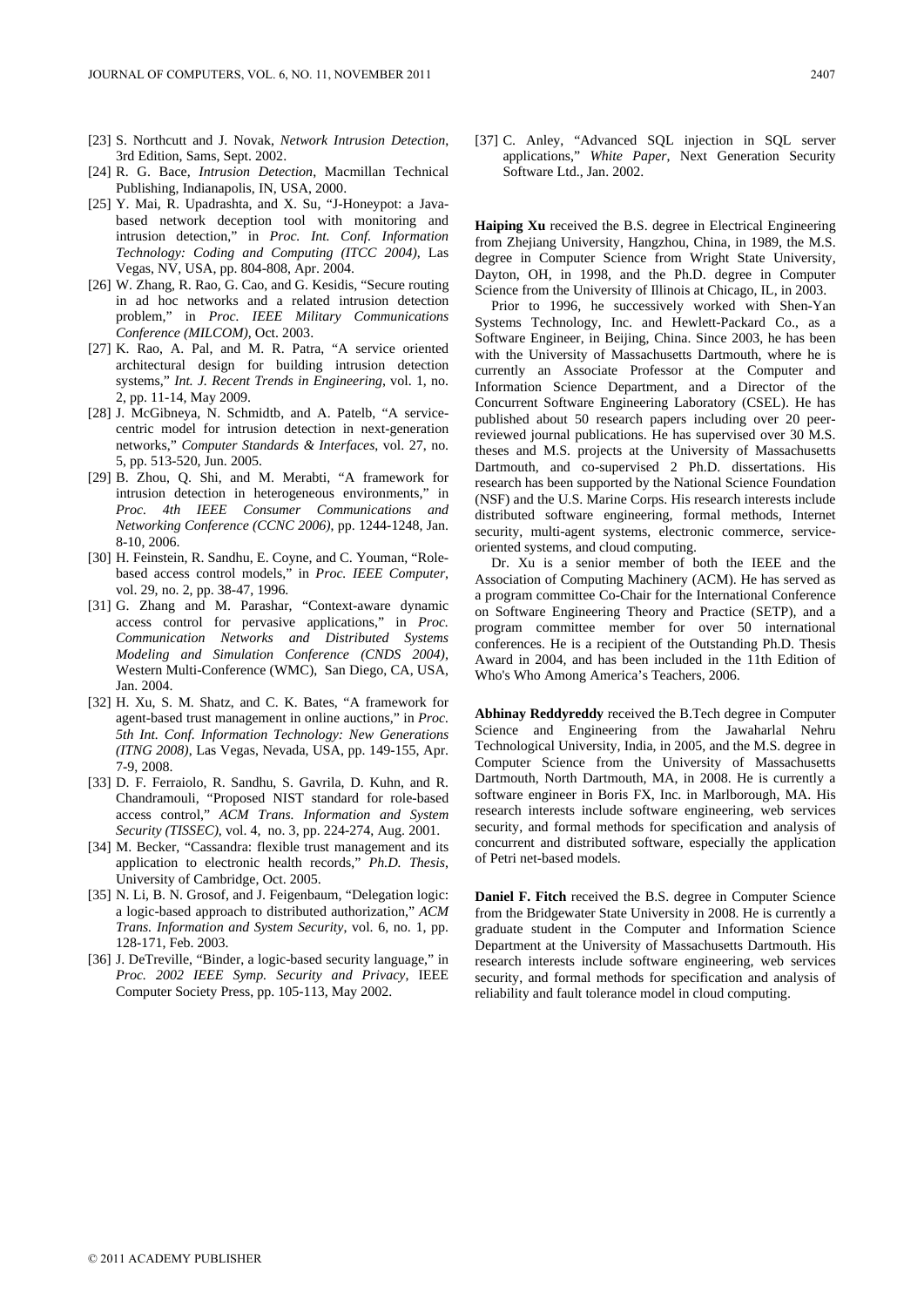[23] S. Northcutt and J. Novak, *Network Intrusion Detection*, 3rd Edition, Sams, Sept. 2002.

[24] R. G. Bace, *Intrusion Detection*, Macmillan Technical Publishing, Indianapolis, IN, USA, 2000.

[25] Y. Mai, R. Upadrashta, and X. Su, "J-Honeypot: a Java-based network deception tool with monitoring and intrusion detection," in *Proc. Int. Conf. Information Technology: Coding and Computing (ITCC 2004)*, Las Vegas, NV, USA, pp. 804-808, Apr. 2004.

[26] W. Zhang, R. Rao, G. Cao, and G. Kesidis, "Secure routing in ad hoc networks and a related intrusion detection problem," in *Proc. IEEE Military Communications Conference (MILCOM)*, Oct. 2003.

[27] K. Rao, A. Pal, and M. R. Patra, "A service oriented architectural design for building intrusion detection systems," *Int. J. Recent Trends in Engineering*, vol. 1, no. 2, pp. 11-14, May 2009.

[28] J. McGibneya, N. Schmidtb, and A. Patelb, "A service-centric model for intrusion detection in next-generation networks," *Computer Standards & Interfaces*, vol. 27, no. 5, pp. 513-520, Jun. 2005.

[29] B. Zhou, Q. Shi, and M. Merabti, "A framework for intrusion detection in heterogeneous environments," in *Proc. 4th IEEE Consumer Communications and Networking Conference (CCNC 2006)*, pp. 1244-1248, Jan. 8-10, 2006.

[30] H. Feinstein, R. Sandhu, E. Coyne, and C. Youman, "Role-based access control models," in *Proc. IEEE Computer*, vol. 29, no. 2, pp. 38-47, 1996.

[31] G. Zhang and M. Parashar, "Context-aware dynamic access control for pervasive applications," in *Proc. Communication Networks and Distributed Systems Modeling and Simulation Conference (CNDS 2004)*, Western Multi-Conference (WMC), San Diego, CA, USA, Jan. 2004.

[32] H. Xu, S. M. Shatz, and C. K. Bates, "A framework for agent-based trust management in online auctions," in *Proc. 5th Int. Conf. Information Technology: New Generations (ITNG 2008)*, Las Vegas, Nevada, USA, pp. 149-155, Apr. 7-9, 2008.

[33] D. F. Ferraiolo, R. Sandhu, S. Gavrila, D. Kuhn, and R. Chandramouli, "Proposed NIST standard for role-based access control," *ACM Trans. Information and System Security (TISSEC)*, vol. 4, no. 3, pp. 224-274, Aug. 2001.

[34] M. Becker, "Cassandra: flexible trust management and its application to electronic health records," *Ph.D. Thesis*, University of Cambridge, Oct. 2005.

[35] N. Li, B. N. Grosof, and J. Feigenbaum, "Delegation logic: a logic-based approach to distributed authorization," *ACM Trans. Information and System Security*, vol. 6, no. 1, pp. 128-171, Feb. 2003.

[36] J. DeTreville, "Binder, a logic-based security language," in *Proc. 2002 IEEE Symp. Security and Privacy*, IEEE Computer Society Press, pp. 105-113, May 2002.

[37] C. Anley, "Advanced SQL injection in SQL server applications," *White Paper*, Next Generation Security Software Ltd., Jan. 2002.

**Haiping Xu** received the B.S. degree in Electrical Engineering from Zhejiang University, Hangzhou, China, in 1989, the M.S. degree in Computer Science from Wright State University, Dayton, OH, in 1998, and the Ph.D. degree in Computer Science from the University of Illinois at Chicago, IL, in 2003.

Prior to 1996, he successively worked with Shen-Yan Systems Technology, Inc. and Hewlett-Packard Co., as a Software Engineer, in Beijing, China. Since 2003, he has been with the University of Massachusetts Dartmouth, where he is currently an Associate Professor at the Computer and Information Science Department, and a Director of the Concurrent Software Engineering Laboratory (CSEL). He has published about 50 research papers including over 20 peer-reviewed journal publications. He has supervised over 30 M.S. theses and M.S. projects at the University of Massachusetts Dartmouth, and co-supervised 2 Ph.D. dissertations. His research has been supported by the National Science Foundation (NSF) and the U.S. Marine Corps. His research interests include distributed software engineering, formal methods, Internet security, multi-agent systems, electronic commerce, service-oriented systems, and cloud computing.

Dr. Xu is a senior member of both the IEEE and the Association of Computing Machinery (ACM). He has served as a program committee Co-Chair for the International Conference on Software Engineering Theory and Practice (SETP), and a program committee member for over 50 international conferences. He is a recipient of the Outstanding Ph.D. Thesis Award in 2004, and has been included in the 11th Edition of Who's Who Among America's Teachers, 2006.

**Abhinay Reddyreddy** received the B.Tech degree in Computer Science and Engineering from the Jawaharlal Nehru Technological University, India, in 2005, and the M.S. degree in Computer Science from the University of Massachusetts Dartmouth, North Dartmouth, MA, in 2008. He is currently a software engineer in Boris FX, Inc. in Marlborough, MA. His research interests include software engineering, web services security, and formal methods for specification and analysis of concurrent and distributed software, especially the application of Petri net-based models.

**Daniel F. Fitch** received the B.S. degree in Computer Science from the Bridgewater State University in 2008. He is currently a graduate student in the Computer and Information Science Department at the University of Massachusetts Dartmouth. His research interests include software engineering, web services security, and formal methods for specification and analysis of reliability and fault tolerance model in cloud computing.